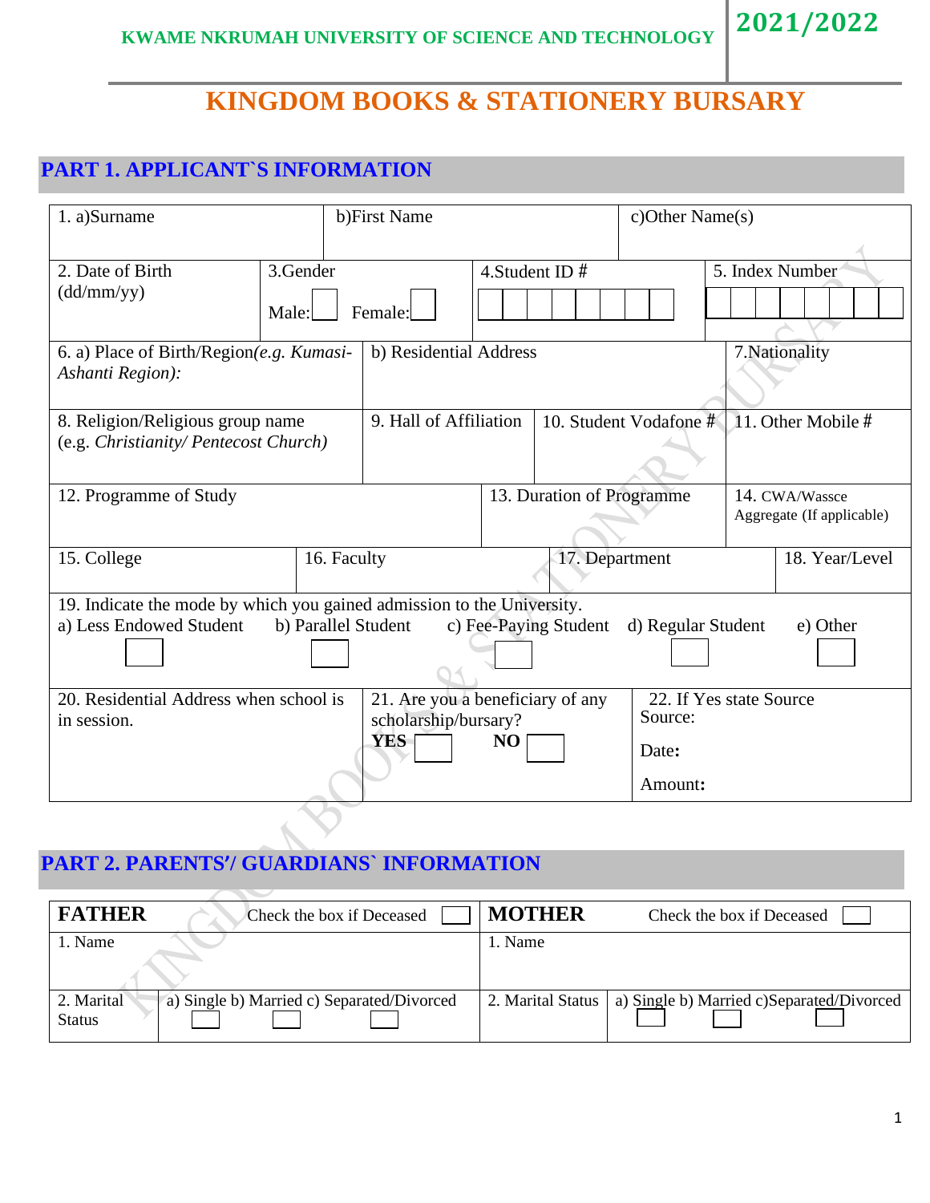KWAME NKRUMAH UNIVERSITY OF SCIENCE AND TECHNOLOGY **2021/2022**

# KINGDOM BOOKS & STATIONERY BURSARY

## PART 1. APPLICANT`S INFORMATION

| 1. a)Surname | b)First Name | c)Other Name(s) |
|---|---|---|
| | | |

| 2. Date of Birth (dd/mm/yy) | 3.Gender Male: ☐ Female: ☐ | 4.Student ID # | 5. Index Number |
|---|---|---|---|
| | | | |

| 6. a) Place of Birth/Region*(e.g. Kumasi-Ashanti Region):* | b) Residential Address | 7.Nationality |
|---|---|---|
| | | |

| 8. Religion/Religious group name (e.g. *Christianity/ Pentecost Church)* | 9. Hall of Affiliation | 10. Student Vodafone # | 11. Other Mobile # |
|---|---|---|---|
| | | | |

| 12. Programme of Study | 13. Duration of Programme | 14. CWA/Wassce Aggregate (If applicable) |
|---|---|---|
| | | |

| 15. College | 16. Faculty | 17. Department | 18. Year/Level |
|---|---|---|---|
| | | | |

19. Indicate the mode by which you gained admission to the University.

| a) Less Endowed Student | b) Parallel Student | c) Fee-Paying Student | d) Regular Student | e) Other |
|---|---|---|---|---|
| ☐ | ☐ | ☐ | ☐ | ☐ |

| 20. Residential Address when school is in session. | 21. Are you a beneficiary of any scholarship/bursary? **YES** ☐ **NO** ☐ | 22. If Yes state Source<br>Source:<br>Date**:**<br>Amount**:** |
|---|---|---|

## PART 2. PARENTS'/ GUARDIANS` INFORMATION

| **FATHER** Check the box if Deceased ☐ | | **MOTHER** Check the box if Deceased ☐ | |
|---|---|---|---|
| 1. Name | | 1. Name | |
| 2. Marital Status | a) Single ☐ b) Married ☐ c) Separated/Divorced ☐ | 2. Marital Status | a) Single ☐ b) Married ☐ c)Separated/Divorced ☐ |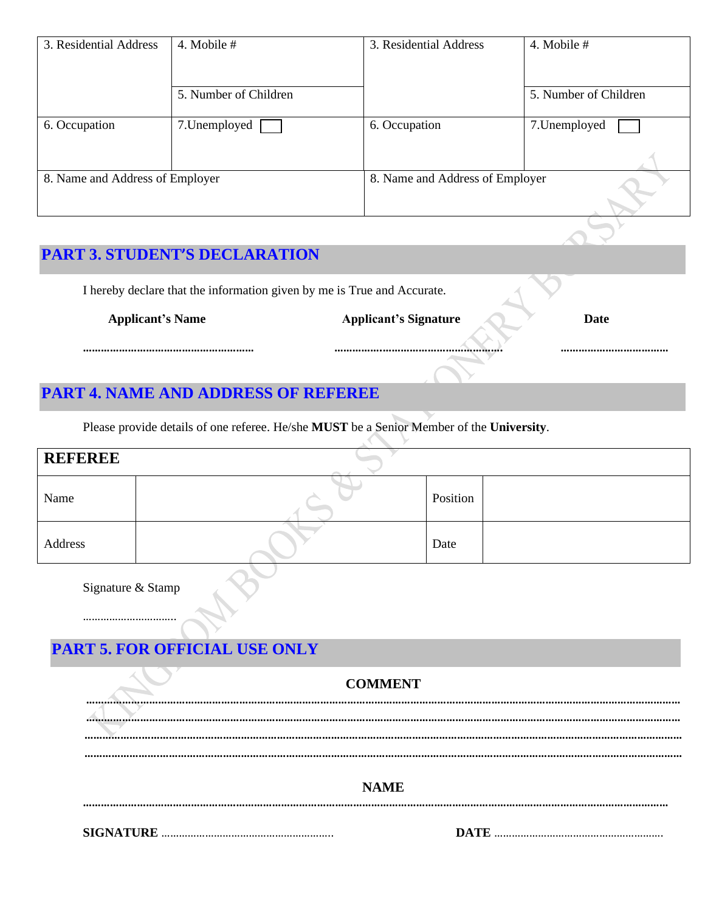| | | | |
|---|---|---|---|
| 3. Residential Address | 4. Mobile # | 3. Residential Address | 4. Mobile # |
| | 5. Number of Children | | 5. Number of Children |
| 6. Occupation | 7.Unemployed ☐ | 6. Occupation | 7.Unemployed ☐ |
| 8. Name and Address of Employer | | 8. Name and Address of Employer | |

## PART 3. STUDENT'S DECLARATION

I hereby declare that the information given by me is True and Accurate.

| **Applicant's Name** | **Applicant's Signature** | **Date** |
|---|---|---|
| ....................................................... | ....................................................... | .................................. |

## PART 4. NAME AND ADDRESS OF REFEREE

Please provide details of one referee. He/she **MUST** be a Senior Member of the **University**.

| **REFEREE** | | | |
|---|---|---|---|
| Name | | Position | |
| Address | | Date | |

Signature & Stamp

...............................

## PART 5. FOR OFFICIAL USE ONLY

**COMMENT**

..........................................................................................................................................................................

..........................................................................................................................................................................

..........................................................................................................................................................................

..........................................................................................................................................................................

**NAME**

..........................................................................................................................................................................

**SIGNATURE** .........................................................  **DATE** .........................................................